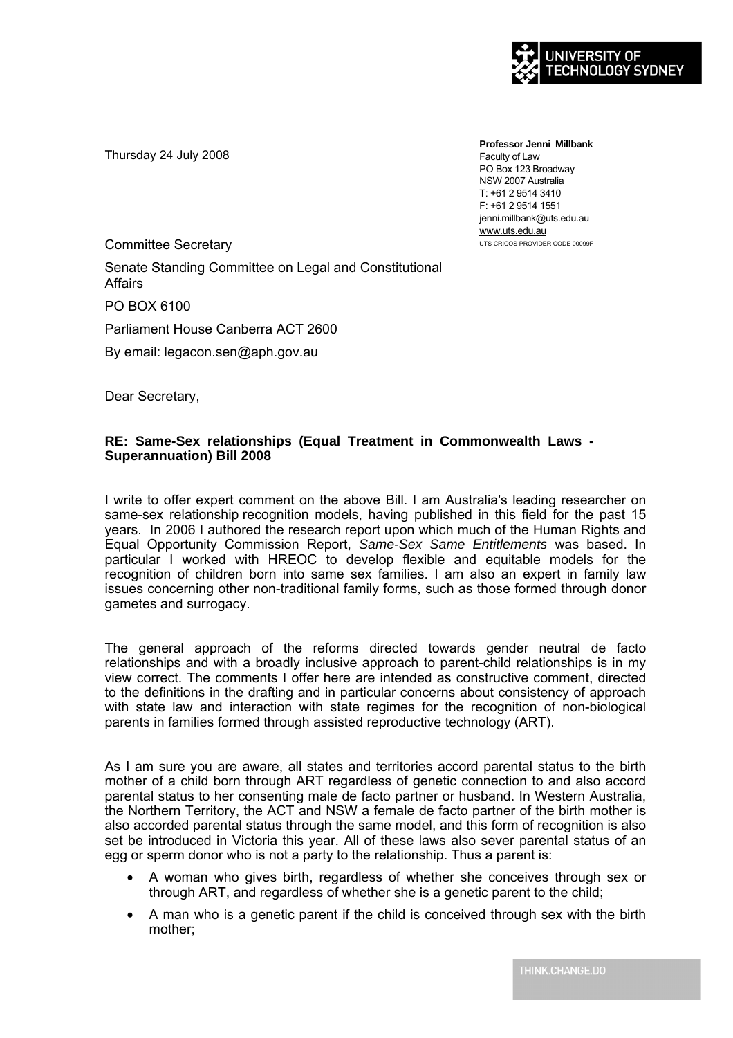Thursday 24 July 2008

**Professor Jenni Millbank**
Faculty of Law
PO Box 123 Broadway
NSW 2007 Australia
T: +61 2 9514 3410
F: +61 2 9514 1551
jenni.millbank@uts.edu.au
www.uts.edu.au
UTS CRICOS PROVIDER CODE 00099F

Committee Secretary

Senate Standing Committee on Legal and Constitutional Affairs

PO BOX 6100

Parliament House Canberra ACT 2600

By email: legacon.sen@aph.gov.au

Dear Secretary,

**RE: Same-Sex relationships (Equal Treatment in Commonwealth Laws - Superannuation) Bill 2008**

I write to offer expert comment on the above Bill. I am Australia's leading researcher on same-sex relationship recognition models, having published in this field for the past 15 years. In 2006 I authored the research report upon which much of the Human Rights and Equal Opportunity Commission Report, *Same-Sex Same Entitlements* was based. In particular I worked with HREOC to develop flexible and equitable models for the recognition of children born into same sex families. I am also an expert in family law issues concerning other non-traditional family forms, such as those formed through donor gametes and surrogacy.

The general approach of the reforms directed towards gender neutral de facto relationships and with a broadly inclusive approach to parent-child relationships is in my view correct. The comments I offer here are intended as constructive comment, directed to the definitions in the drafting and in particular concerns about consistency of approach with state law and interaction with state regimes for the recognition of non-biological parents in families formed through assisted reproductive technology (ART).

As I am sure you are aware, all states and territories accord parental status to the birth mother of a child born through ART regardless of genetic connection to and also accord parental status to her consenting male de facto partner or husband. In Western Australia, the Northern Territory, the ACT and NSW a female de facto partner of the birth mother is also accorded parental status through the same model, and this form of recognition is also set be introduced in Victoria this year. All of these laws also sever parental status of an egg or sperm donor who is not a party to the relationship. Thus a parent is:

- A woman who gives birth, regardless of whether she conceives through sex or through ART, and regardless of whether she is a genetic parent to the child;
- A man who is a genetic parent if the child is conceived through sex with the birth mother;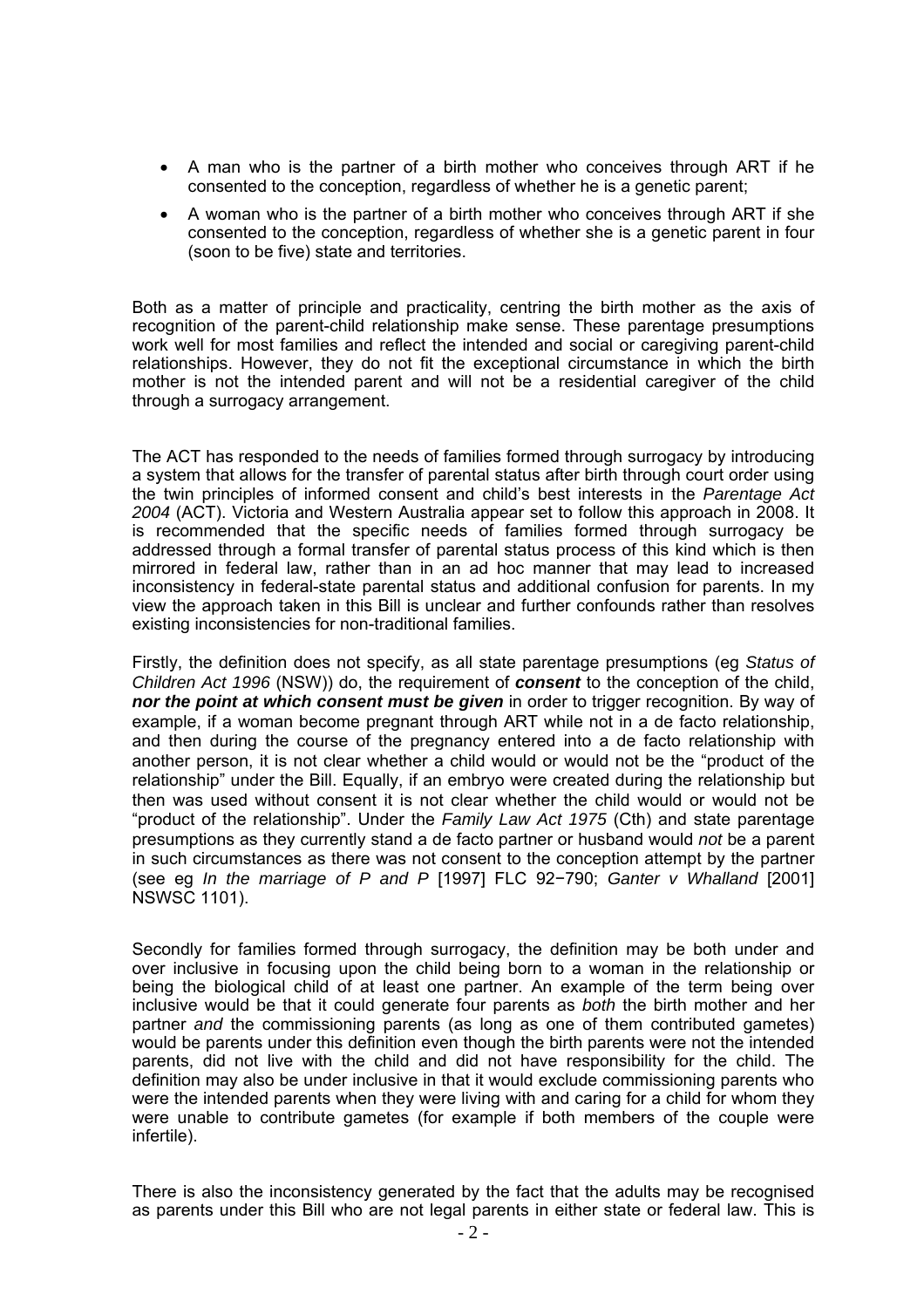- A man who is the partner of a birth mother who conceives through ART if he consented to the conception, regardless of whether he is a genetic parent;
- A woman who is the partner of a birth mother who conceives through ART if she consented to the conception, regardless of whether she is a genetic parent in four (soon to be five) state and territories.

Both as a matter of principle and practicality, centring the birth mother as the axis of recognition of the parent-child relationship make sense. These parentage presumptions work well for most families and reflect the intended and social or caregiving parent-child relationships. However, they do not fit the exceptional circumstance in which the birth mother is not the intended parent and will not be a residential caregiver of the child through a surrogacy arrangement.

The ACT has responded to the needs of families formed through surrogacy by introducing a system that allows for the transfer of parental status after birth through court order using the twin principles of informed consent and child's best interests in the *Parentage Act 2004* (ACT). Victoria and Western Australia appear set to follow this approach in 2008. It is recommended that the specific needs of families formed through surrogacy be addressed through a formal transfer of parental status process of this kind which is then mirrored in federal law, rather than in an ad hoc manner that may lead to increased inconsistency in federal-state parental status and additional confusion for parents. In my view the approach taken in this Bill is unclear and further confounds rather than resolves existing inconsistencies for non-traditional families.

Firstly, the definition does not specify, as all state parentage presumptions (eg *Status of Children Act 1996* (NSW)) do, the requirement of ***consent*** to the conception of the child, ***nor the point at which consent must be given*** in order to trigger recognition. By way of example, if a woman become pregnant through ART while not in a de facto relationship, and then during the course of the pregnancy entered into a de facto relationship with another person, it is not clear whether a child would or would not be the "product of the relationship" under the Bill. Equally, if an embryo were created during the relationship but then was used without consent it is not clear whether the child would or would not be "product of the relationship". Under the *Family Law Act 1975* (Cth) and state parentage presumptions as they currently stand a de facto partner or husband would *not* be a parent in such circumstances as there was not consent to the conception attempt by the partner (see eg *In the marriage of P and P* [1997] FLC 92−790; *Ganter v Whalland* [2001] NSWSC 1101).

Secondly for families formed through surrogacy, the definition may be both under and over inclusive in focusing upon the child being born to a woman in the relationship or being the biological child of at least one partner. An example of the term being over inclusive would be that it could generate four parents as *both* the birth mother and her partner *and* the commissioning parents (as long as one of them contributed gametes) would be parents under this definition even though the birth parents were not the intended parents, did not live with the child and did not have responsibility for the child. The definition may also be under inclusive in that it would exclude commissioning parents who were the intended parents when they were living with and caring for a child for whom they were unable to contribute gametes (for example if both members of the couple were infertile).

There is also the inconsistency generated by the fact that the adults may be recognised as parents under this Bill who are not legal parents in either state or federal law. This is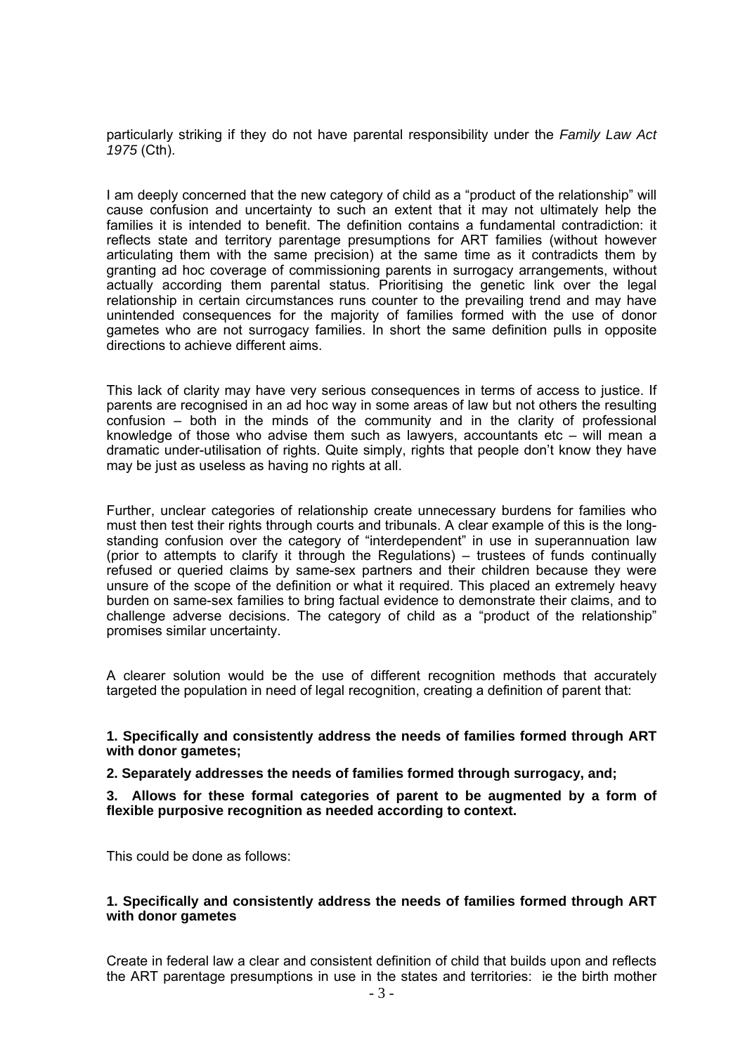particularly striking if they do not have parental responsibility under the *Family Law Act 1975* (Cth).

I am deeply concerned that the new category of child as a "product of the relationship" will cause confusion and uncertainty to such an extent that it may not ultimately help the families it is intended to benefit. The definition contains a fundamental contradiction: it reflects state and territory parentage presumptions for ART families (without however articulating them with the same precision) at the same time as it contradicts them by granting ad hoc coverage of commissioning parents in surrogacy arrangements, without actually according them parental status. Prioritising the genetic link over the legal relationship in certain circumstances runs counter to the prevailing trend and may have unintended consequences for the majority of families formed with the use of donor gametes who are not surrogacy families. In short the same definition pulls in opposite directions to achieve different aims.

This lack of clarity may have very serious consequences in terms of access to justice. If parents are recognised in an ad hoc way in some areas of law but not others the resulting confusion – both in the minds of the community and in the clarity of professional knowledge of those who advise them such as lawyers, accountants etc – will mean a dramatic under-utilisation of rights. Quite simply, rights that people don't know they have may be just as useless as having no rights at all.

Further, unclear categories of relationship create unnecessary burdens for families who must then test their rights through courts and tribunals. A clear example of this is the long-standing confusion over the category of "interdependent" in use in superannuation law (prior to attempts to clarify it through the Regulations) – trustees of funds continually refused or queried claims by same-sex partners and their children because they were unsure of the scope of the definition or what it required. This placed an extremely heavy burden on same-sex families to bring factual evidence to demonstrate their claims, and to challenge adverse decisions. The category of child as a "product of the relationship" promises similar uncertainty.

A clearer solution would be the use of different recognition methods that accurately targeted the population in need of legal recognition, creating a definition of parent that:

**1. Specifically and consistently address the needs of families formed through ART with donor gametes;**

**2. Separately addresses the needs of families formed through surrogacy, and;**

**3. Allows for these formal categories of parent to be augmented by a form of flexible purposive recognition as needed according to context.**

This could be done as follows:

**1. Specifically and consistently address the needs of families formed through ART with donor gametes**

Create in federal law a clear and consistent definition of child that builds upon and reflects the ART parentage presumptions in use in the states and territories: ie the birth mother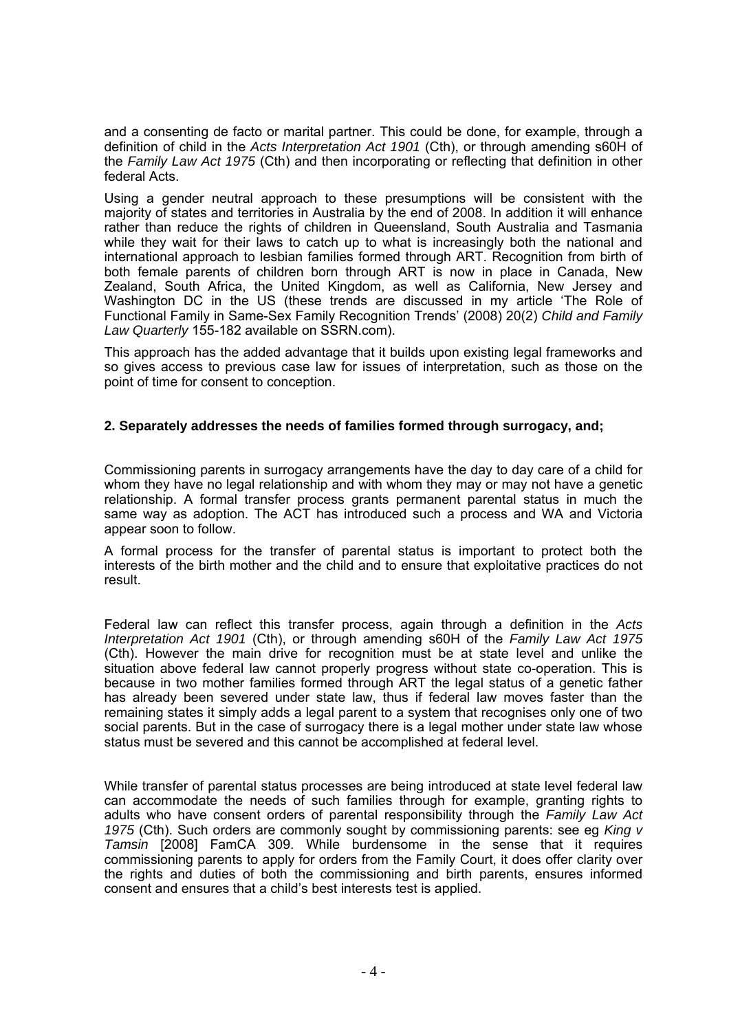and a consenting de facto or marital partner. This could be done, for example, through a definition of child in the *Acts Interpretation Act 1901* (Cth), or through amending s60H of the *Family Law Act 1975* (Cth) and then incorporating or reflecting that definition in other federal Acts.

Using a gender neutral approach to these presumptions will be consistent with the majority of states and territories in Australia by the end of 2008. In addition it will enhance rather than reduce the rights of children in Queensland, South Australia and Tasmania while they wait for their laws to catch up to what is increasingly both the national and international approach to lesbian families formed through ART. Recognition from birth of both female parents of children born through ART is now in place in Canada, New Zealand, South Africa, the United Kingdom, as well as California, New Jersey and Washington DC in the US (these trends are discussed in my article 'The Role of Functional Family in Same-Sex Family Recognition Trends' (2008) 20(2) *Child and Family Law Quarterly* 155-182 available on SSRN.com).

This approach has the added advantage that it builds upon existing legal frameworks and so gives access to previous case law for issues of interpretation, such as those on the point of time for consent to conception.

**2. Separately addresses the needs of families formed through surrogacy, and;**

Commissioning parents in surrogacy arrangements have the day to day care of a child for whom they have no legal relationship and with whom they may or may not have a genetic relationship. A formal transfer process grants permanent parental status in much the same way as adoption. The ACT has introduced such a process and WA and Victoria appear soon to follow.

A formal process for the transfer of parental status is important to protect both the interests of the birth mother and the child and to ensure that exploitative practices do not result.

Federal law can reflect this transfer process, again through a definition in the *Acts Interpretation Act 1901* (Cth), or through amending s60H of the *Family Law Act 1975* (Cth). However the main drive for recognition must be at state level and unlike the situation above federal law cannot properly progress without state co-operation. This is because in two mother families formed through ART the legal status of a genetic father has already been severed under state law, thus if federal law moves faster than the remaining states it simply adds a legal parent to a system that recognises only one of two social parents. But in the case of surrogacy there is a legal mother under state law whose status must be severed and this cannot be accomplished at federal level.

While transfer of parental status processes are being introduced at state level federal law can accommodate the needs of such families through for example, granting rights to adults who have consent orders of parental responsibility through the *Family Law Act 1975* (Cth). Such orders are commonly sought by commissioning parents: see eg *King v Tamsin* [2008] FamCA 309. While burdensome in the sense that it requires commissioning parents to apply for orders from the Family Court, it does offer clarity over the rights and duties of both the commissioning and birth parents, ensures informed consent and ensures that a child's best interests test is applied.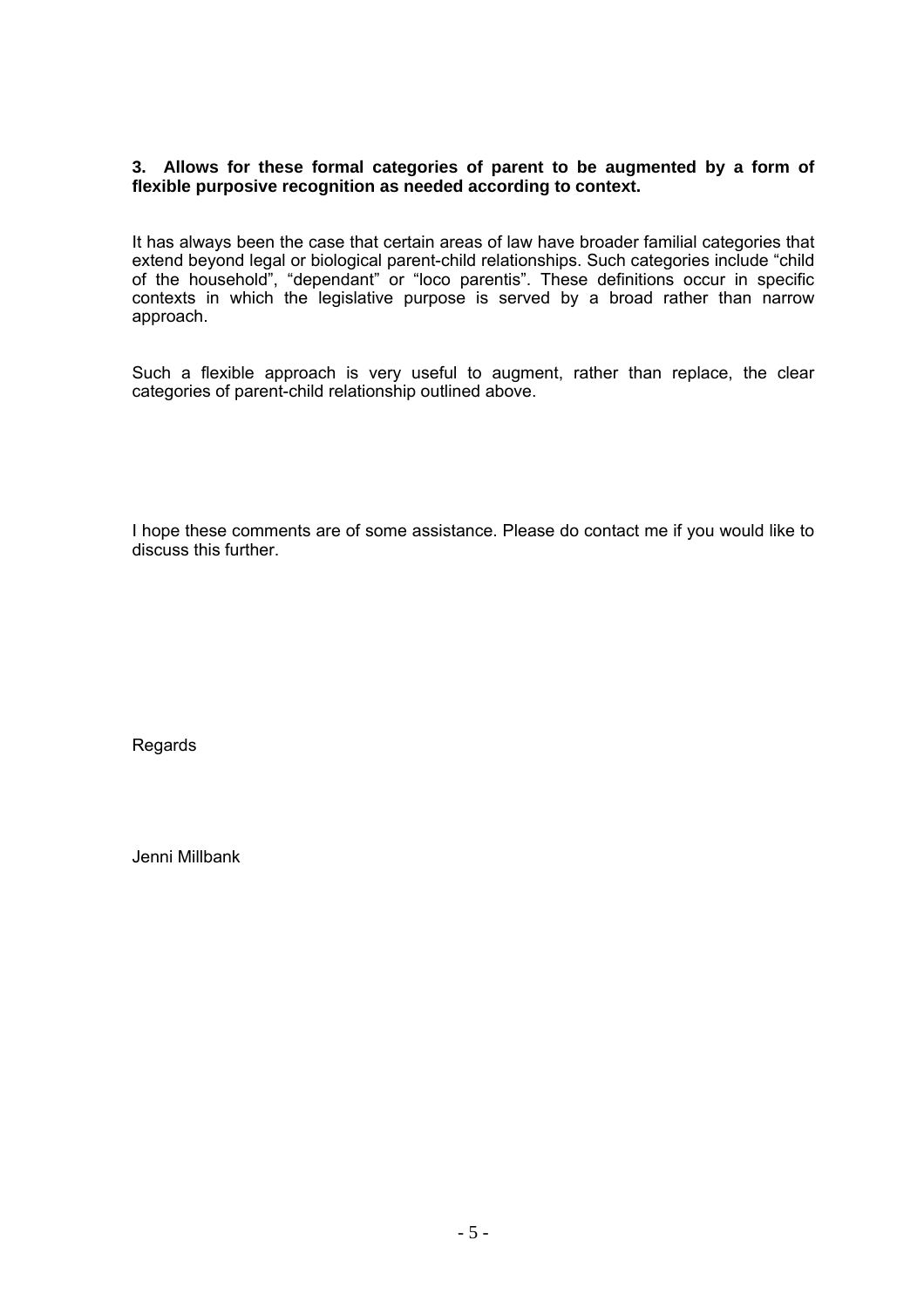**3. Allows for these formal categories of parent to be augmented by a form of flexible purposive recognition as needed according to context.**

It has always been the case that certain areas of law have broader familial categories that extend beyond legal or biological parent-child relationships. Such categories include "child of the household", "dependant" or "loco parentis". These definitions occur in specific contexts in which the legislative purpose is served by a broad rather than narrow approach.

Such a flexible approach is very useful to augment, rather than replace, the clear categories of parent-child relationship outlined above.

I hope these comments are of some assistance. Please do contact me if you would like to discuss this further.

Regards

Jenni Millbank